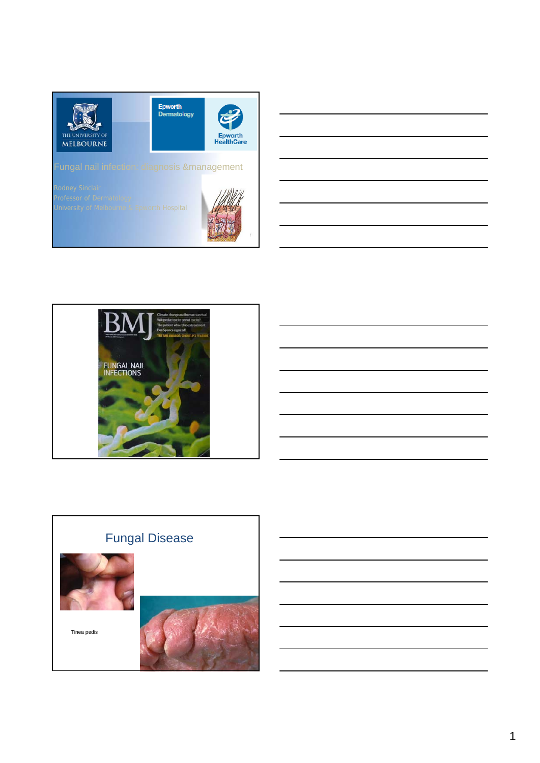# Fungal nail infection: diagnosis &management

Rodney Sinclair
Professor of Dermatology
University of Melbourne & Epworth Hospital

THE UNIVERSITY OF MELBOURNE

Epworth Dermatology

Epworth HealthCare

---

BMJ

FUNGAL NAIL INFECTIONS

---

## Fungal Disease

Tinea pedis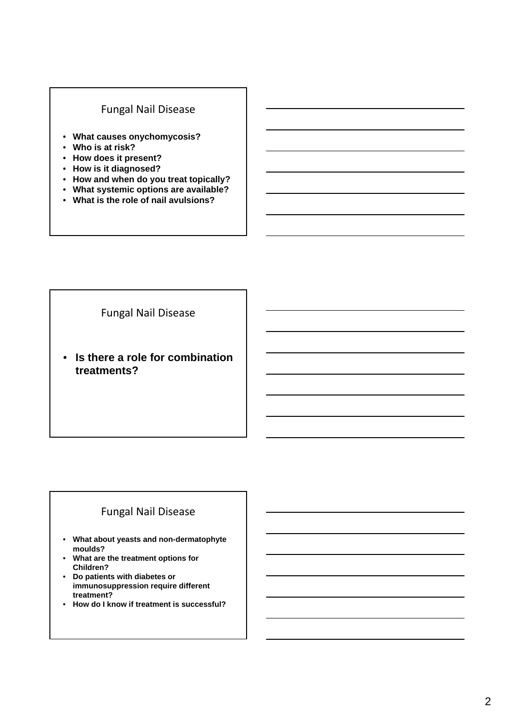## Fungal Nail Disease

- **What causes onychomycosis?**
- **Who is at risk?**
- **How does it present?**
- **How is it diagnosed?**
- **How and when do you treat topically?**
- **What systemic options are available?**
- **What is the role of nail avulsions?**

## Fungal Nail Disease

- **Is there a role for combination treatments?**

## Fungal Nail Disease

- **What about yeasts and non-dermatophyte moulds?**
- **What are the treatment options for Children?**
- **Do patients with diabetes or immunosuppression require different treatment?**
- **How do I know if treatment is successful?**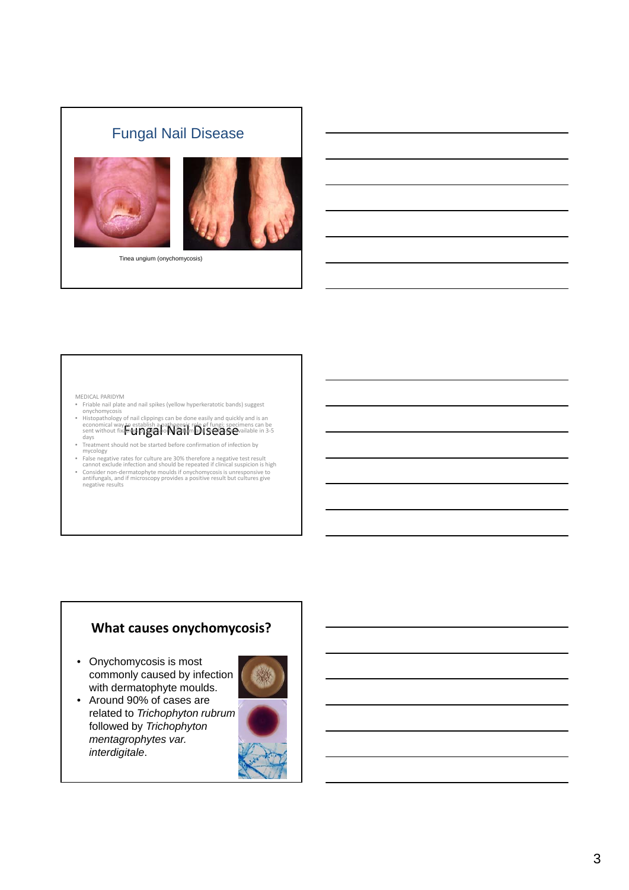## Fungal Nail Disease

Tinea ungium (onychomycosis)

## Fungal Nail Disease

MEDICAL PARIDYM

- Friable nail plate and nail spikes (yellow hyperkeratotic bands) suggest onychomycosis
- Histopathology of nail clippings can be done easily and quickly and is an economical way to establish a pathogenic role of fungi; specimens can be sent without fixative and results are available in 3-5 days
- Treatment should not be started before confirmation of infection by mycology
- False negative rates for culture are 30% therefore a negative test result cannot exclude infection and should be repeated if clinical suspicion is high
- Consider non-dermatophyte moulds if onychomycosis is unresponsive to antifungals, and if microscopy provides a positive result but cultures give negative results

## What causes onychomycosis?

- Onychomycosis is most commonly caused by infection with dermatophyte moulds.
- Around 90% of cases are related to *Trichophyton rubrum* followed by *Trichophyton mentagrophytes var. interdigitale*.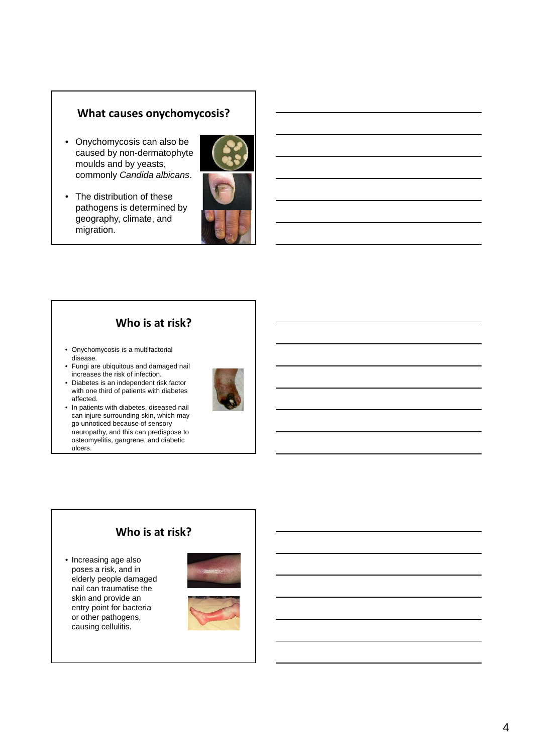## What causes onychomycosis?

- Onychomycosis can also be caused by non-dermatophyte moulds and by yeasts, commonly *Candida albicans*.
- The distribution of these pathogens is determined by geography, climate, and migration.

## Who is at risk?

- Onychomycosis is a multifactorial disease.
- Fungi are ubiquitous and damaged nail increases the risk of infection.
- Diabetes is an independent risk factor with one third of patients with diabetes affected.
- In patients with diabetes, diseased nail can injure surrounding skin, which may go unnoticed because of sensory neuropathy, and this can predispose to osteomyelitis, gangrene, and diabetic ulcers.

## Who is at risk?

- Increasing age also poses a risk, and in elderly people damaged nail can traumatise the skin and provide an entry point for bacteria or other pathogens, causing cellulitis.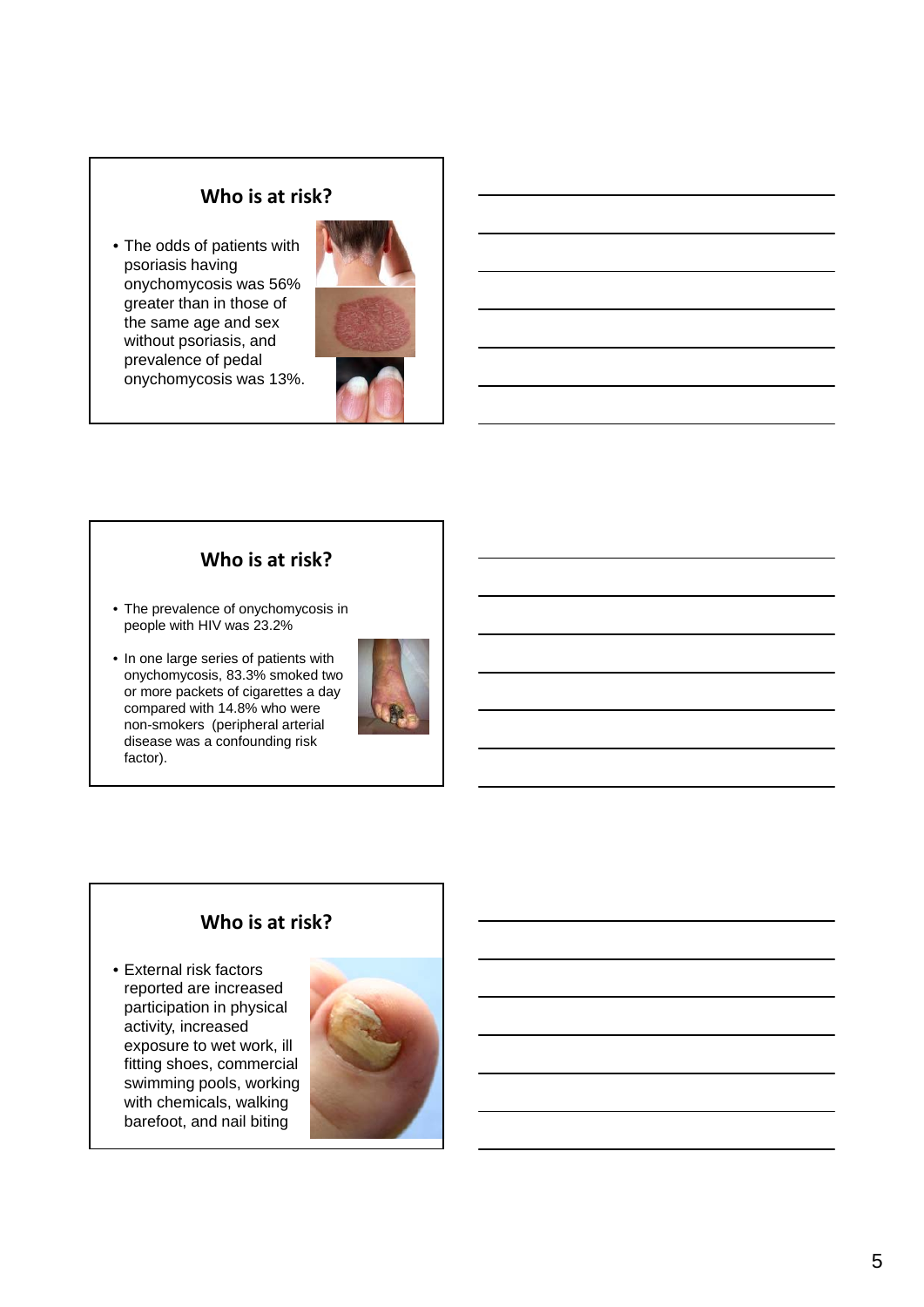## Who is at risk?

- The odds of patients with psoriasis having onychomycosis was 56% greater than in those of the same age and sex without psoriasis, and prevalence of pedal onychomycosis was 13%.

## Who is at risk?

- The prevalence of onychomycosis in people with HIV was 23.2%
- In one large series of patients with onychomycosis, 83.3% smoked two or more packets of cigarettes a day compared with 14.8% who were non-smokers (peripheral arterial disease was a confounding risk factor).

## Who is at risk?

- External risk factors reported are increased participation in physical activity, increased exposure to wet work, ill fitting shoes, commercial swimming pools, working with chemicals, walking barefoot, and nail biting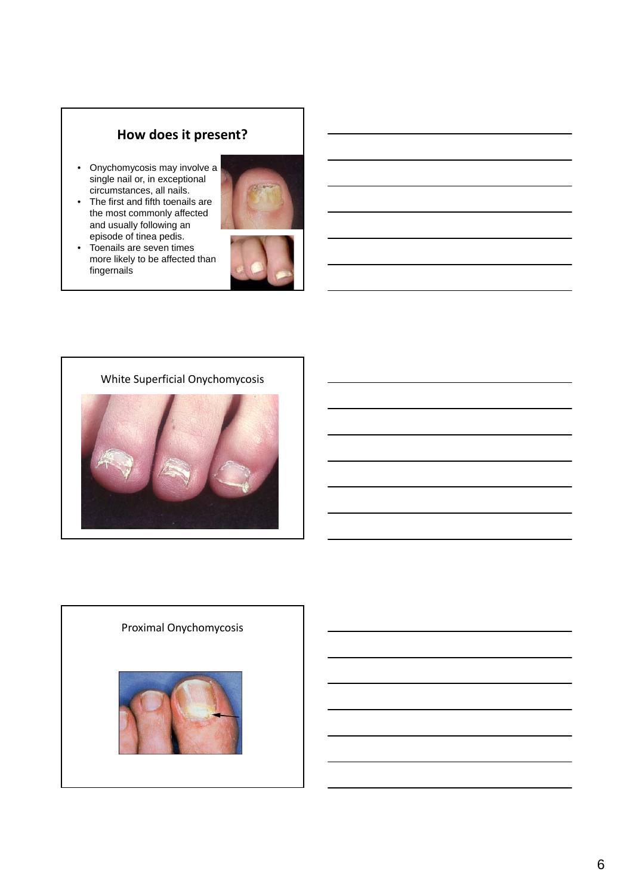## How does it present?

- Onychomycosis may involve a single nail or, in exceptional circumstances, all nails.
- The first and fifth toenails are the most commonly affected and usually following an episode of tinea pedis.
- Toenails are seven times more likely to be affected than fingernails

## White Superficial Onychomycosis

## Proximal Onychomycosis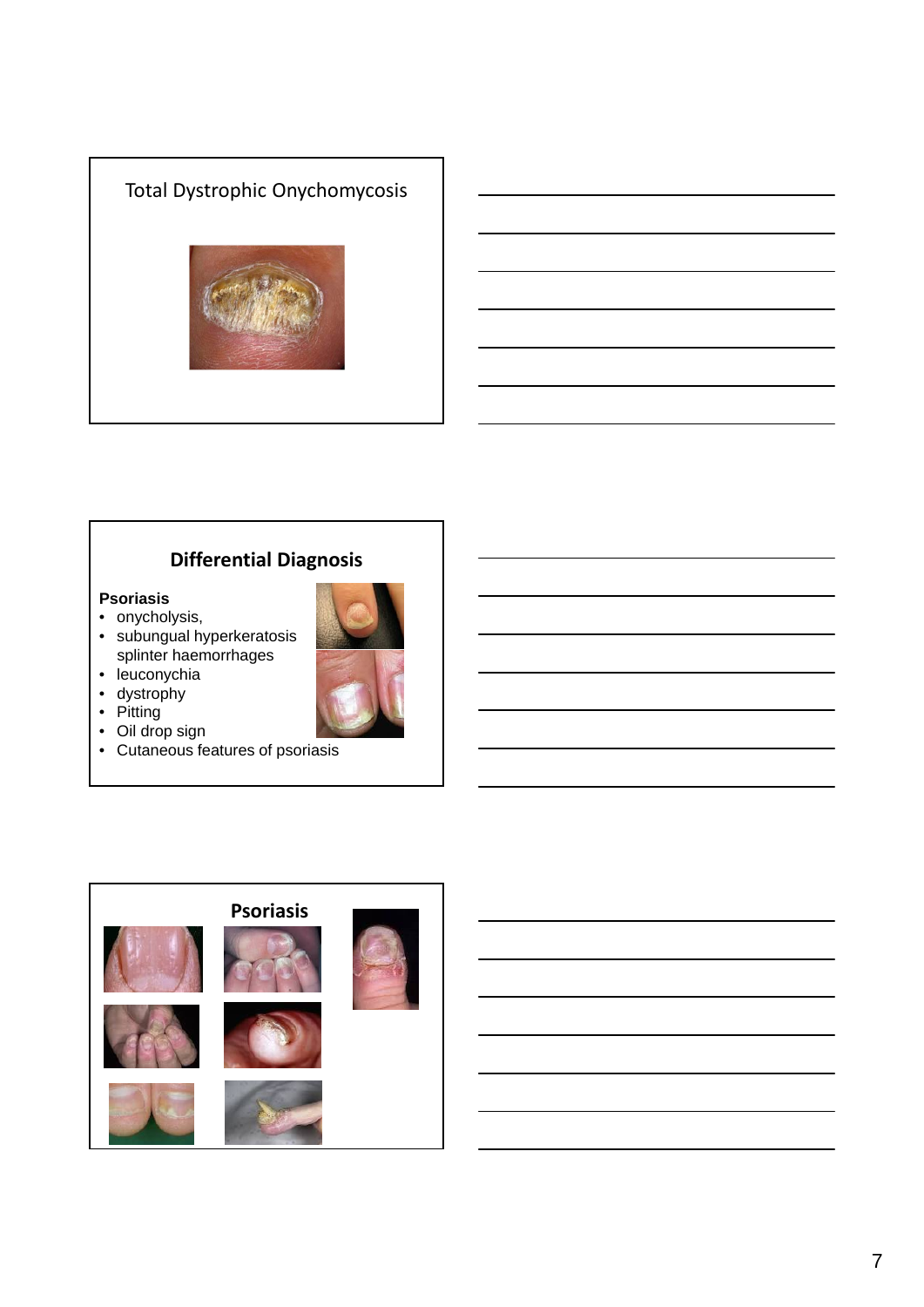## Total Dystrophic Onychomycosis

## Differential Diagnosis

**Psoriasis**

- onycholysis,
- subungual hyperkeratosis splinter haemorrhages
- leuconychia
- dystrophy
- Pitting
- Oil drop sign
- Cutaneous features of psoriasis

## Psoriasis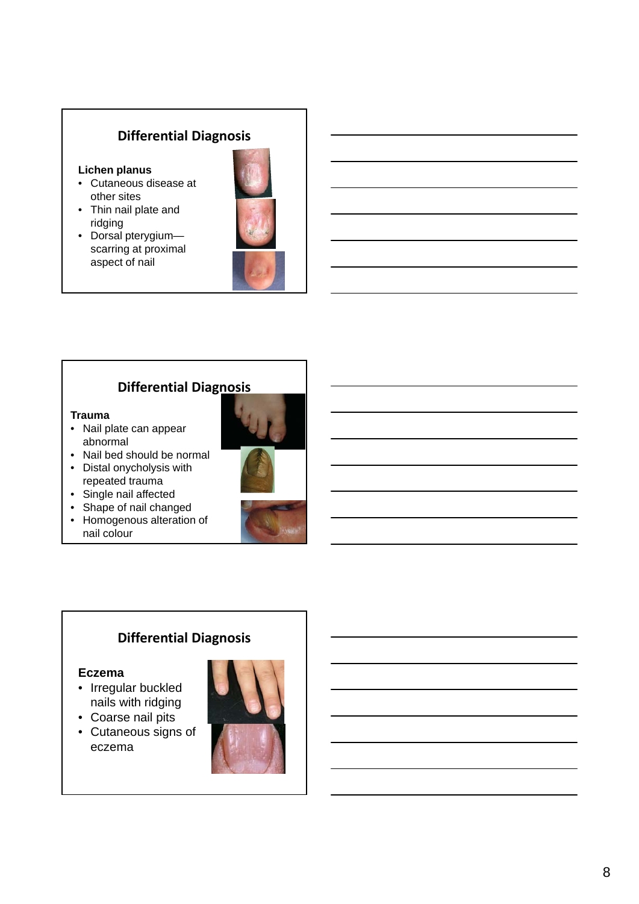## Differential Diagnosis

**Lichen planus**

- Cutaneous disease at other sites
- Thin nail plate and ridging
- Dorsal pterygium—scarring at proximal aspect of nail

## Differential Diagnosis

**Trauma**

- Nail plate can appear abnormal
- Nail bed should be normal
- Distal onycholysis with repeated trauma
- Single nail affected
- Shape of nail changed
- Homogenous alteration of nail colour

## Differential Diagnosis

**Eczema**

- Irregular buckled nails with ridging
- Coarse nail pits
- Cutaneous signs of eczema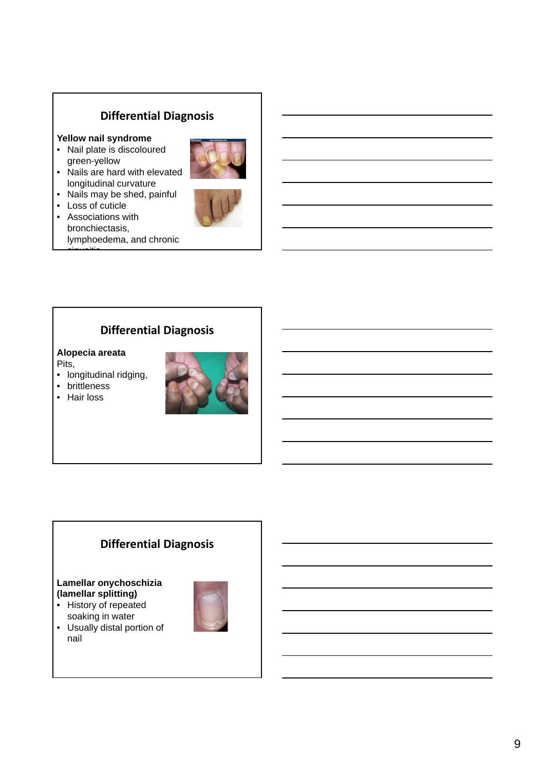## Differential Diagnosis

**Yellow nail syndrome**

- Nail plate is discoloured green-yellow
- Nails are hard with elevated longitudinal curvature
- Nails may be shed, painful
- Loss of cuticle
- Associations with bronchiectasis, lymphoedema, and chronic sinusitis

## Differential Diagnosis

**Alopecia areata**

Pits,

- longitudinal ridging,
- brittleness
- Hair loss

## Differential Diagnosis

**Lamellar onychoschizia (lamellar splitting)**

- History of repeated soaking in water
- Usually distal portion of nail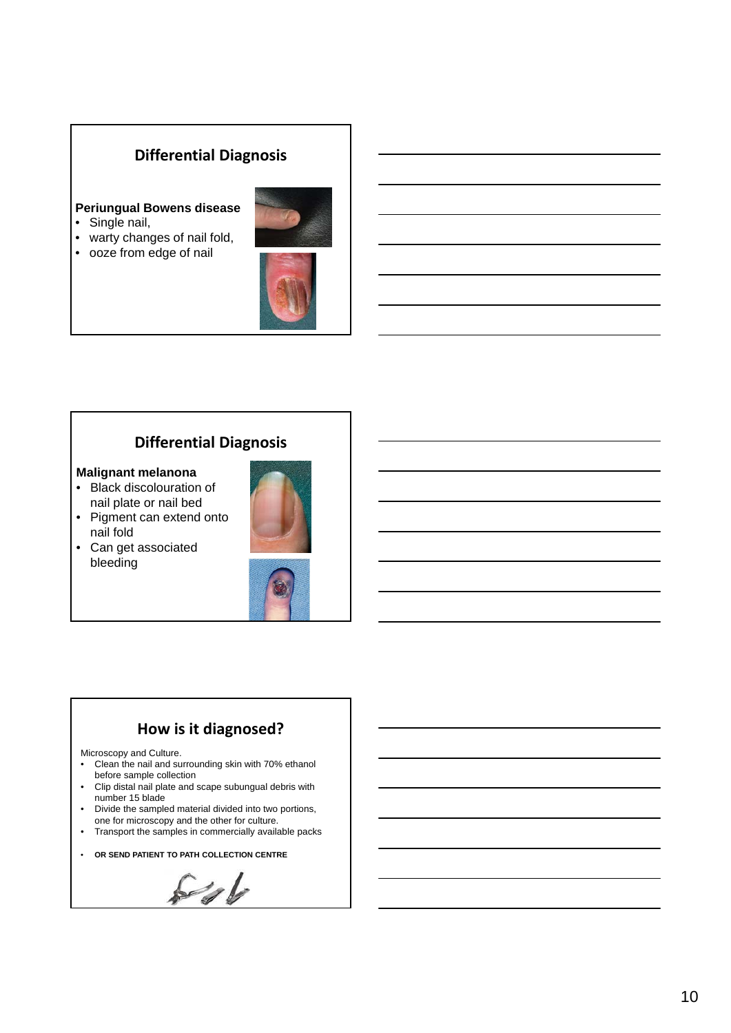## Differential Diagnosis

**Periungual Bowens disease**

- Single nail,
- warty changes of nail fold,
- ooze from edge of nail

## Differential Diagnosis

**Malignant melanona**

- Black discolouration of nail plate or nail bed
- Pigment can extend onto nail fold
- Can get associated bleeding

## How is it diagnosed?

Microscopy and Culture.

- Clean the nail and surrounding skin with 70% ethanol before sample collection
- Clip distal nail plate and scape subungual debris with number 15 blade
- Divide the sampled material divided into two portions, one for microscopy and the other for culture.
- Transport the samples in commercially available packs

- **OR SEND PATIENT TO PATH COLLECTION CENTRE**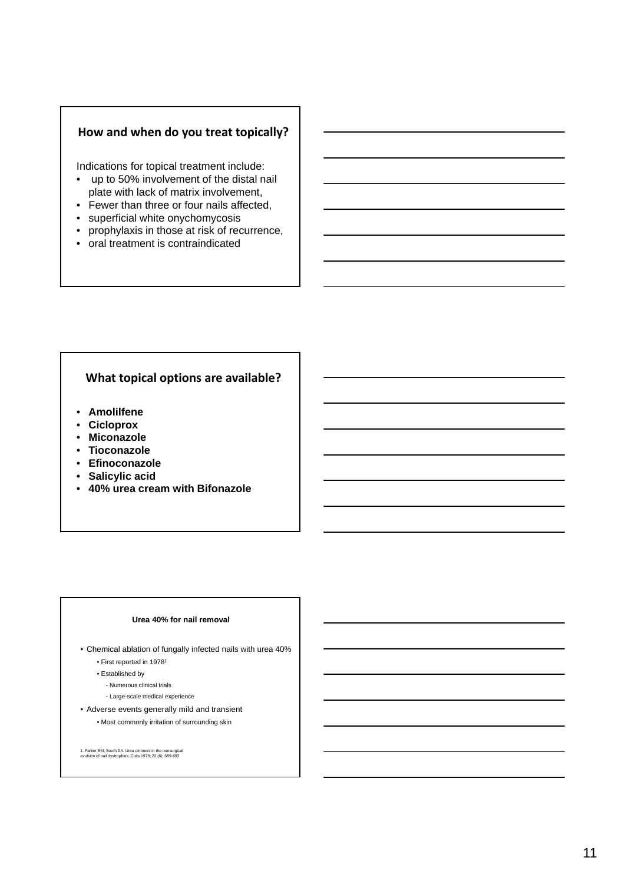## How and when do you treat topically?

Indications for topical treatment include:

- up to 50% involvement of the distal nail plate with lack of matrix involvement,
- Fewer than three or four nails affected,
- superficial white onychomycosis
- prophylaxis in those at risk of recurrence,
- oral treatment is contraindicated

## What topical options are available?

- **Amolilfene**
- **Cicloprox**
- **Miconazole**
- **Tioconazole**
- **Efinoconazole**
- **Salicylic acid**
- **40% urea cream with Bifonazole**

### Urea 40% for nail removal

- Chemical ablation of fungally infected nails with urea 40%
  - First reported in 1978[1]
  - Established by
    - Numerous clinical trials
    - Large-scale medical experience
- Adverse events generally mild and transient
  - Most commonly irritation of surrounding skin

1. Farber EM; South DA. Urea ointment in the nonsurgical avulsion of nail dystrophies. Cutis 1978; 22 (6): 689-692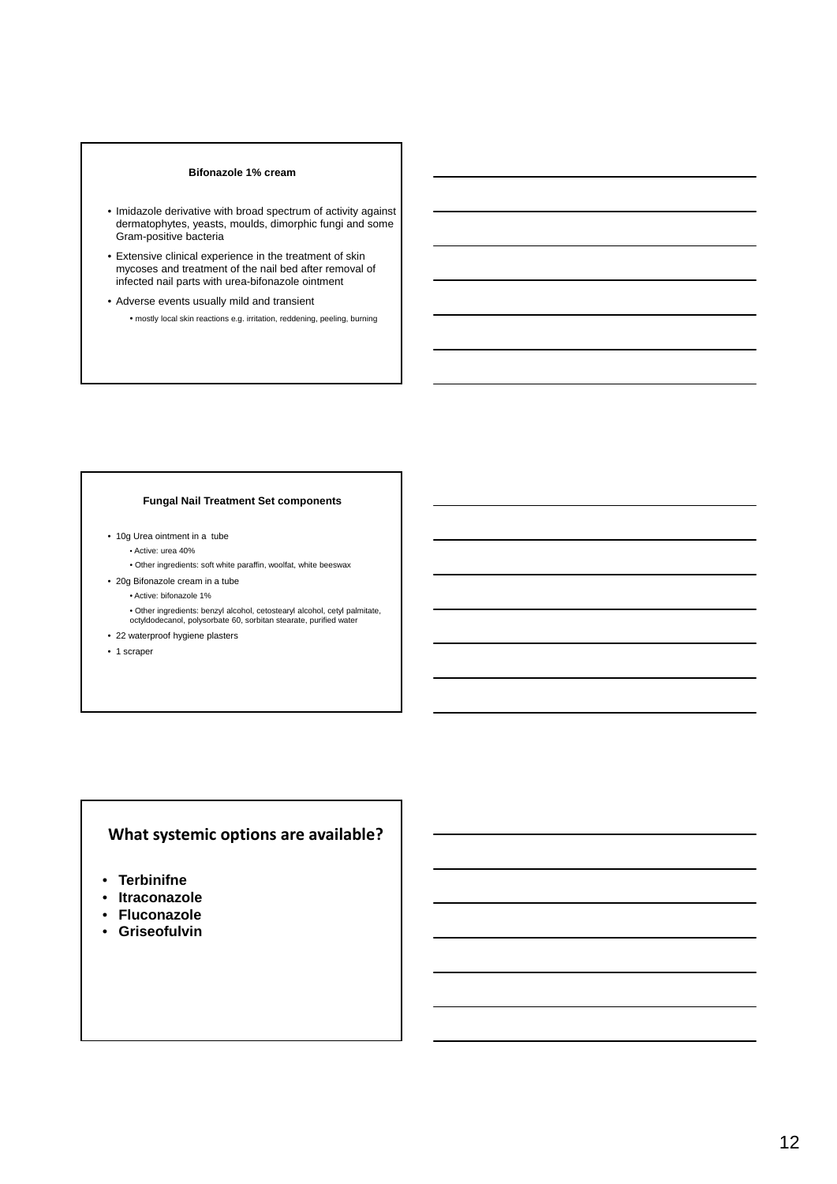## Bifonazole 1% cream

- Imidazole derivative with broad spectrum of activity against dermatophytes, yeasts, moulds, dimorphic fungi and some Gram-positive bacteria
- Extensive clinical experience in the treatment of skin mycoses and treatment of the nail bed after removal of infected nail parts with urea-bifonazole ointment
- Adverse events usually mild and transient
  - mostly local skin reactions e.g. irritation, reddening, peeling, burning

## Fungal Nail Treatment Set components

- 10g Urea ointment in a tube
  - Active: urea 40%
  - Other ingredients: soft white paraffin, woolfat, white beeswax
- 20g Bifonazole cream in a tube
  - Active: bifonazole 1%
  - Other ingredients: benzyl alcohol, cetostearyl alcohol, cetyl palmitate, octyldodecanol, polysorbate 60, sorbitan stearate, purified water
- 22 waterproof hygiene plasters
- 1 scraper

## What systemic options are available?

- **Terbinifne**
- **Itraconazole**
- **Fluconazole**
- **Griseofulvin**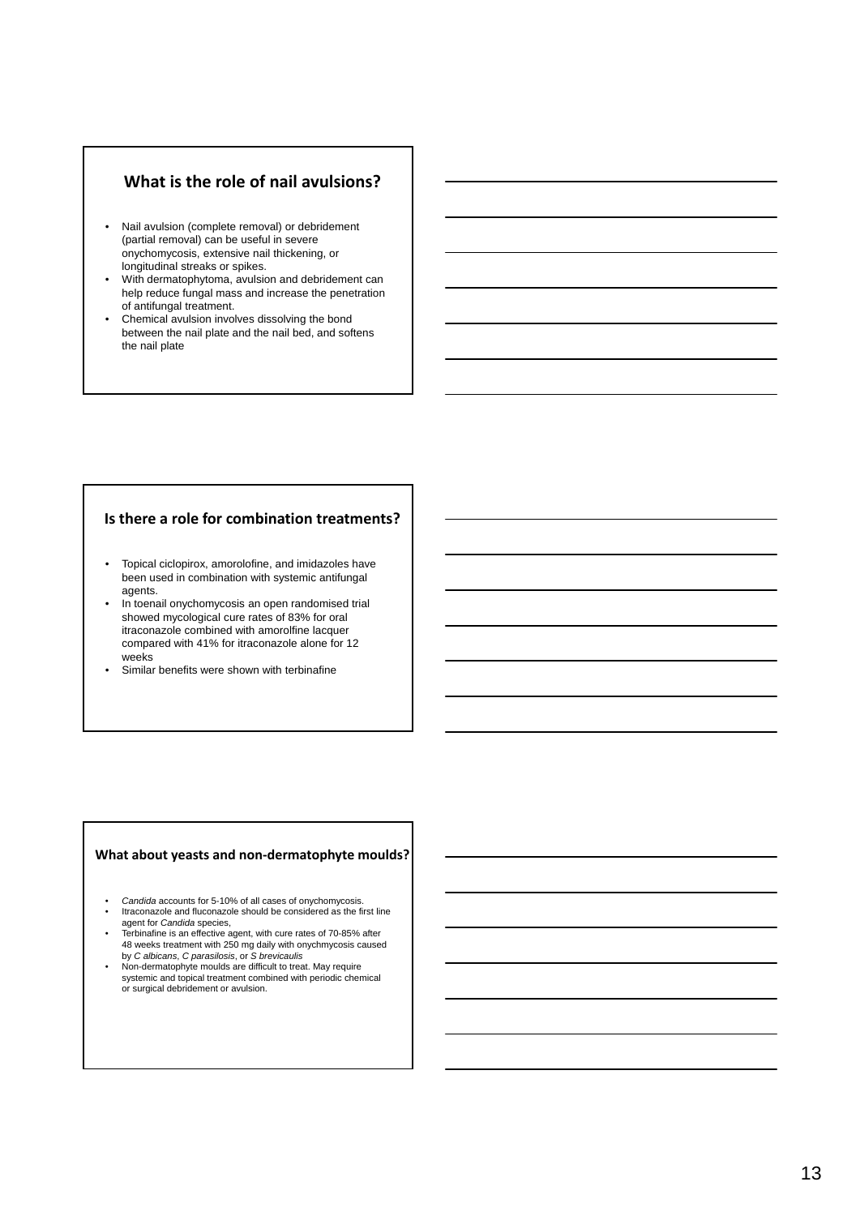## What is the role of nail avulsions?

- Nail avulsion (complete removal) or debridement (partial removal) can be useful in severe onychomycosis, extensive nail thickening, or longitudinal streaks or spikes.
- With dermatophytoma, avulsion and debridement can help reduce fungal mass and increase the penetration of antifungal treatment.
- Chemical avulsion involves dissolving the bond between the nail plate and the nail bed, and softens the nail plate

## Is there a role for combination treatments?

- Topical ciclopirox, amorolofine, and imidazoles have been used in combination with systemic antifungal agents.
- In toenail onychomycosis an open randomised trial showed mycological cure rates of 83% for oral itraconazole combined with amorolfine lacquer compared with 41% for itraconazole alone for 12 weeks
- Similar benefits were shown with terbinafine

## What about yeasts and non-dermatophyte moulds?

- *Candida* accounts for 5-10% of all cases of onychomycosis.
- Itraconazole and fluconazole should be considered as the first line agent for *Candida* species,
- Terbinafine is an effective agent, with cure rates of 70-85% after 48 weeks treatment with 250 mg daily with onychmycosis caused by *C albicans*, *C parasilosis*, or *S brevicaulis*
- Non-dermatophyte moulds are difficult to treat. May require systemic and topical treatment combined with periodic chemical or surgical debridement or avulsion.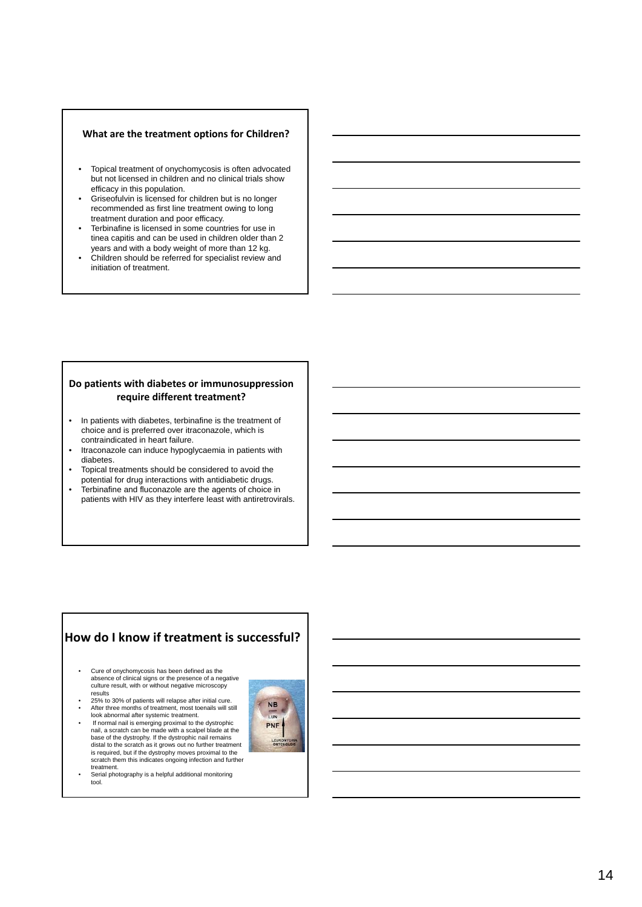## What are the treatment options for Children?

- Topical treatment of onychomycosis is often advocated but not licensed in children and no clinical trials show efficacy in this population.
- Griseofulvin is licensed for children but is no longer recommended as first line treatment owing to long treatment duration and poor efficacy.
- Terbinafine is licensed in some countries for use in tinea capitis and can be used in children older than 2 years and with a body weight of more than 12 kg.
- Children should be referred for specialist review and initiation of treatment.

## Do patients with diabetes or immunosuppression require different treatment?

- In patients with diabetes, terbinafine is the treatment of choice and is preferred over itraconazole, which is contraindicated in heart failure.
- Itraconazole can induce hypoglycaemia in patients with diabetes.
- Topical treatments should be considered to avoid the potential for drug interactions with antidiabetic drugs.
- Terbinafine and fluconazole are the agents of choice in patients with HIV as they interfere least with antiretrovirals.

## How do I know if treatment is successful?

- Cure of onychomycosis has been defined as the absence of clinical signs or the presence of a negative culture result, with or without negative microscopy results
- 25% to 30% of patients will relapse after initial cure.
- After three months of treatment, most toenails will still look abnormal after systemic treatment.
- If normal nail is emerging proximal to the dystrophic nail, a scratch can be made with a scalpel blade at the base of the dystrophy. If the dystrophic nail remains distal to the scratch as it grows out no further treatment is required, but if the dystrophy moves proximal to the scratch them this indicates ongoing infection and further treatment.
- Serial photography is a helpful additional monitoring tool.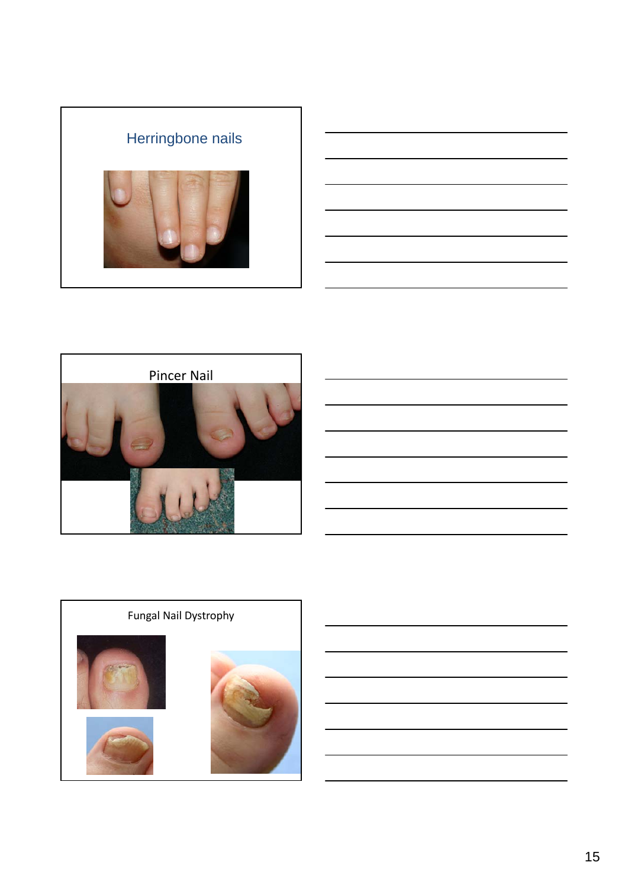## Herringbone nails

## Pincer Nail

## Fungal Nail Dystrophy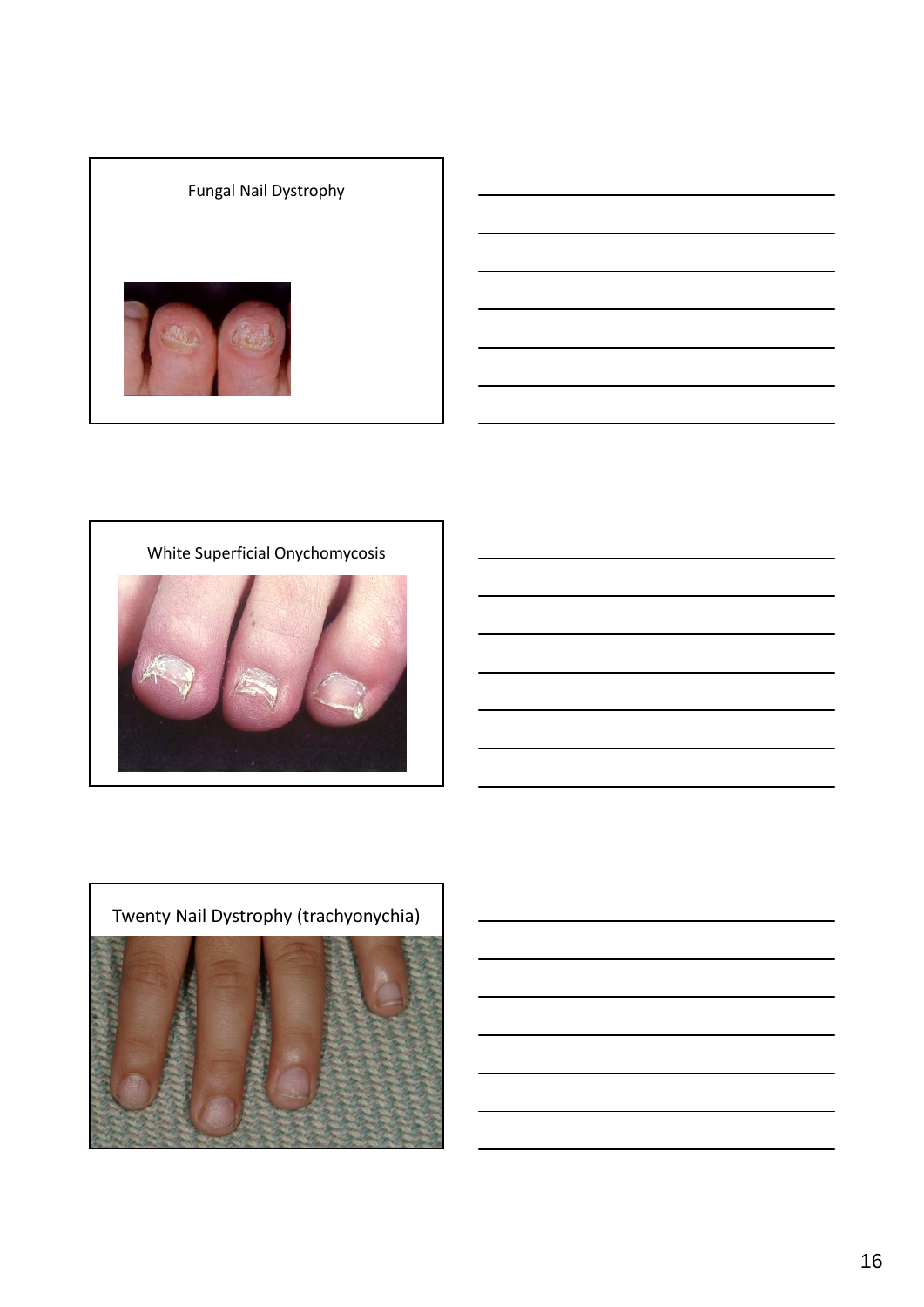Fungal Nail Dystrophy

White Superficial Onychomycosis

Twenty Nail Dystrophy (trachyonychia)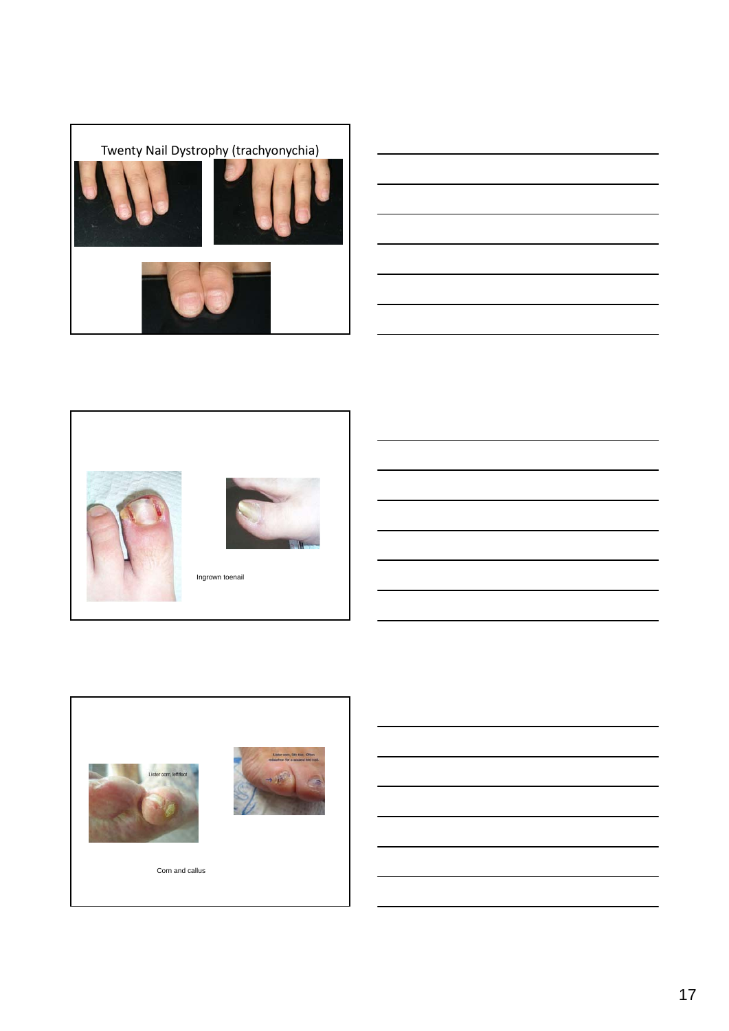## Twenty Nail Dystrophy (trachyonychia)

Ingrown toenail

Corn and callus